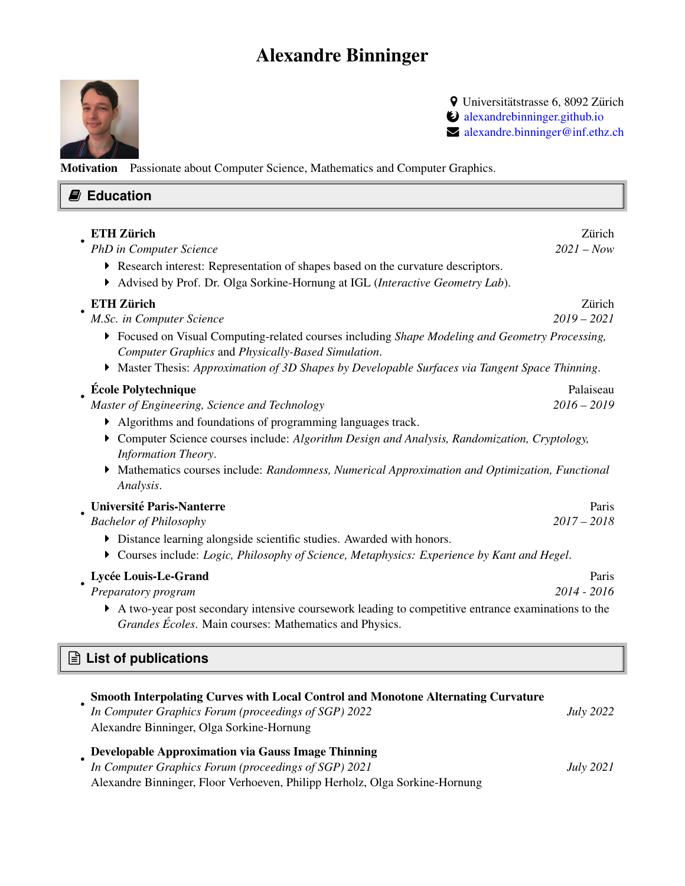# Alexandre Binninger

Universitätstrasse 6, 8092 Zürich
alexandrebinninger.github.io
alexandre.binninger@inf.ethz.ch

**Motivation** Passionate about Computer Science, Mathematics and Computer Graphics.

## Education

- **ETH Zürich** — Zürich
  *PhD in Computer Science* — *2021 – Now*
  - Research interest: Representation of shapes based on the curvature descriptors.
  - Advised by Prof. Dr. Olga Sorkine-Hornung at IGL (*Interactive Geometry Lab*).
- **ETH Zürich** — Zürich
  *M.Sc. in Computer Science* — *2019 – 2021*
  - Focused on Visual Computing-related courses including *Shape Modeling and Geometry Processing*, *Computer Graphics* and *Physically-Based Simulation*.
  - Master Thesis: *Approximation of 3D Shapes by Developable Surfaces via Tangent Space Thinning*.
- **École Polytechnique** — Palaiseau
  *Master of Engineering, Science and Technology* — *2016 – 2019*
  - Algorithms and foundations of programming languages track.
  - Computer Science courses include: *Algorithm Design and Analysis, Randomization, Cryptology, Information Theory*.
  - Mathematics courses include: *Randomness, Numerical Approximation and Optimization, Functional Analysis*.
- **Université Paris-Nanterre** — Paris
  *Bachelor of Philosophy* — *2017 – 2018*
  - Distance learning alongside scientific studies. Awarded with honors.
  - Courses include: *Logic, Philosophy of Science, Metaphysics: Experience by Kant and Hegel*.
- **Lycée Louis-Le-Grand** — Paris
  *Preparatory program* — *2014 - 2016*
  - A two-year post secondary intensive coursework leading to competitive entrance examinations to the *Grandes Écoles*. Main courses: Mathematics and Physics.

## List of publications

- **Smooth Interpolating Curves with Local Control and Monotone Alternating Curvature**
  *In Computer Graphics Forum (proceedings of SGP) 2022* — *July 2022*
  Alexandre Binninger, Olga Sorkine-Hornung
- **Developable Approximation via Gauss Image Thinning**
  *In Computer Graphics Forum (proceedings of SGP) 2021* — *July 2021*
  Alexandre Binninger, Floor Verhoeven, Philipp Herholz, Olga Sorkine-Hornung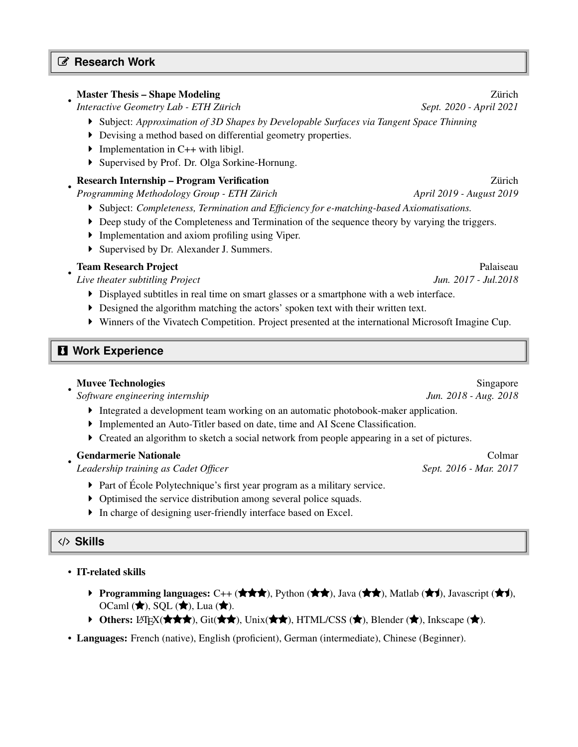## Research Work

- **Master Thesis – Shape Modeling** Zürich
  *Interactive Geometry Lab - ETH Zürich* *Sept. 2020 - April 2021*
  - Subject: *Approximation of 3D Shapes by Developable Surfaces via Tangent Space Thinning*
  - Devising a method based on differential geometry properties.
  - Implementation in C++ with libigl.
  - Supervised by Prof. Dr. Olga Sorkine-Hornung.

- **Research Internship – Program Verification** Zürich
  *Programming Methodology Group - ETH Zürich* *April 2019 - August 2019*
  - Subject: *Completeness, Termination and Efficiency for e-matching-based Axiomatisations.*
  - Deep study of the Completeness and Termination of the sequence theory by varying the triggers.
  - Implementation and axiom profiling using Viper.
  - Supervised by Dr. Alexander J. Summers.

- **Team Research Project** Palaiseau
  *Live theater subtitling Project* *Jun. 2017 - Jul.2018*
  - Displayed subtitles in real time on smart glasses or a smartphone with a web interface.
  - Designed the algorithm matching the actors' spoken text with their written text.
  - Winners of the Vivatech Competition. Project presented at the international Microsoft Imagine Cup.

## Work Experience

- **Muvee Technologies** Singapore
  *Software engineering internship* *Jun. 2018 - Aug. 2018*
  - Integrated a development team working on an automatic photobook-maker application.
  - Implemented an Auto-Titler based on date, time and AI Scene Classification.
  - Created an algorithm to sketch a social network from people appearing in a set of pictures.

- **Gendarmerie Nationale** Colmar
  *Leadership training as Cadet Officer* *Sept. 2016 - Mar. 2017*
  - Part of École Polytechnique's first year program as a military service.
  - Optimised the service distribution among several police squads.
  - In charge of designing user-friendly interface based on Excel.

## Skills

- **IT-related skills**
  - **Programming languages:** C++ (★★★), Python (★★), Java (★★), Matlab (★½), Javascript (★½), OCaml (★), SQL (★), Lua (★).
  - **Others:** LaTeX(★★★), Git(★★), Unix(★★), HTML/CSS (★), Blender (★), Inkscape (★).
- **Languages:** French (native), English (proficient), German (intermediate), Chinese (Beginner).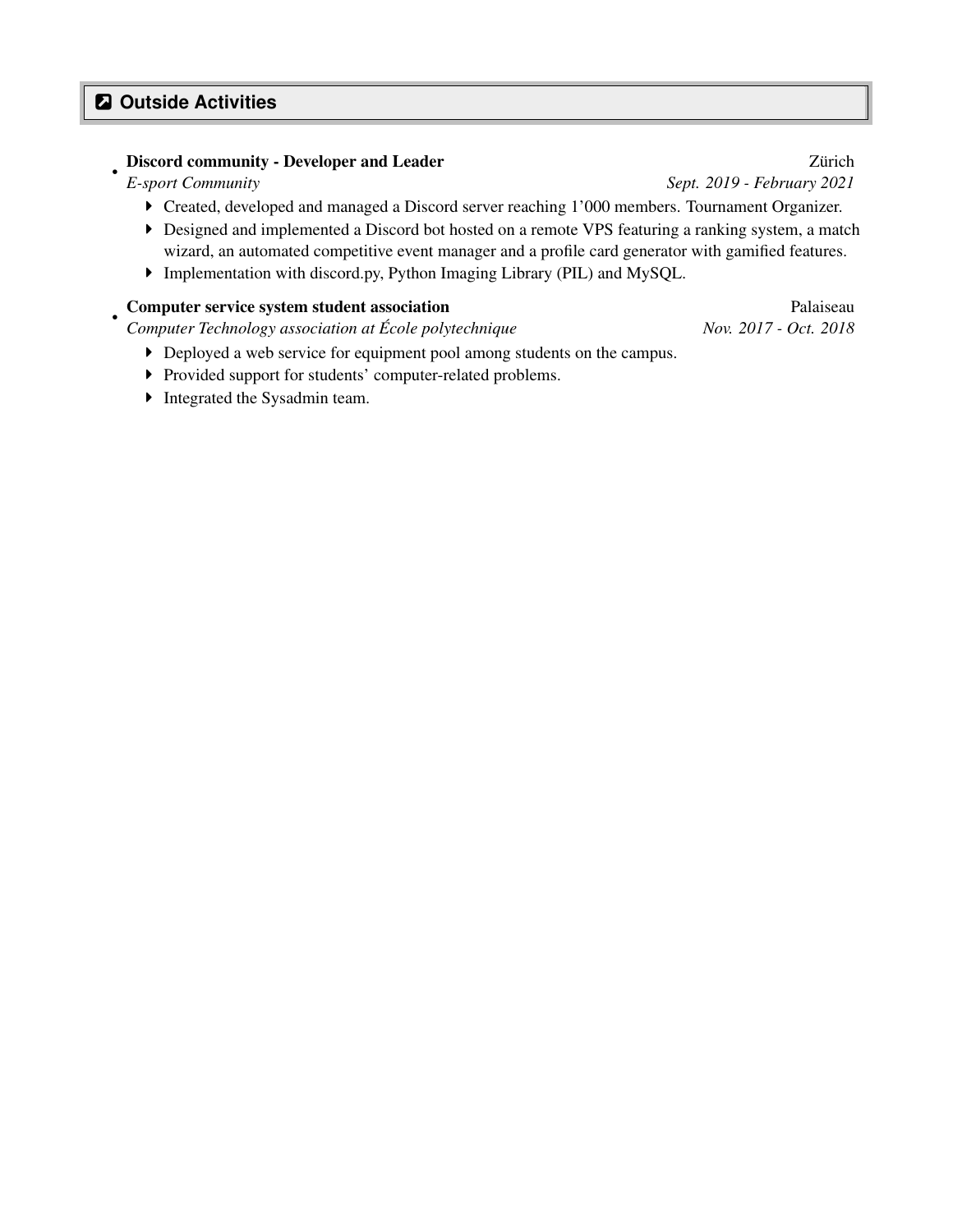## Outside Activities

- **Discord community - Developer and Leader** Zürich
  *E-sport Community* *Sept. 2019 - February 2021*
  - Created, developed and managed a Discord server reaching 1’000 members. Tournament Organizer.
  - Designed and implemented a Discord bot hosted on a remote VPS featuring a ranking system, a match wizard, an automated competitive event manager and a profile card generator with gamified features.
  - Implementation with discord.py, Python Imaging Library (PIL) and MySQL.

- **Computer service system student association** Palaiseau
  *Computer Technology association at École polytechnique* *Nov. 2017 - Oct. 2018*
  - Deployed a web service for equipment pool among students on the campus.
  - Provided support for students’ computer-related problems.
  - Integrated the Sysadmin team.